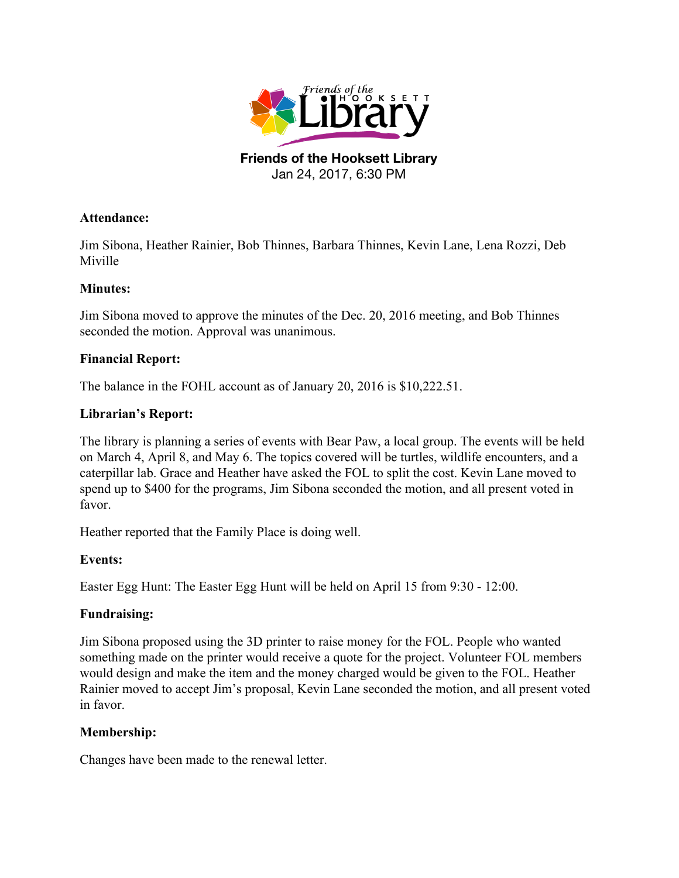**Friends of the Hooksett Library**
Jan 24, 2017, 6:30 PM

**Attendance:**

Jim Sibona, Heather Rainier, Bob Thinnes, Barbara Thinnes, Kevin Lane, Lena Rozzi, Deb Miville

**Minutes:**

Jim Sibona moved to approve the minutes of the Dec. 20, 2016 meeting, and Bob Thinnes seconded the motion. Approval was unanimous.

**Financial Report:**

The balance in the FOHL account as of January 20, 2016 is $10,222.51.

**Librarian's Report:**

The library is planning a series of events with Bear Paw, a local group. The events will be held on March 4, April 8, and May 6. The topics covered will be turtles, wildlife encounters, and a caterpillar lab. Grace and Heather have asked the FOL to split the cost. Kevin Lane moved to spend up to $400 for the programs, Jim Sibona seconded the motion, and all present voted in favor.

Heather reported that the Family Place is doing well.

**Events:**

Easter Egg Hunt: The Easter Egg Hunt will be held on April 15 from 9:30 - 12:00.

**Fundraising:**

Jim Sibona proposed using the 3D printer to raise money for the FOL. People who wanted something made on the printer would receive a quote for the project. Volunteer FOL members would design and make the item and the money charged would be given to the FOL. Heather Rainier moved to accept Jim's proposal, Kevin Lane seconded the motion, and all present voted in favor.

**Membership:**

Changes have been made to the renewal letter.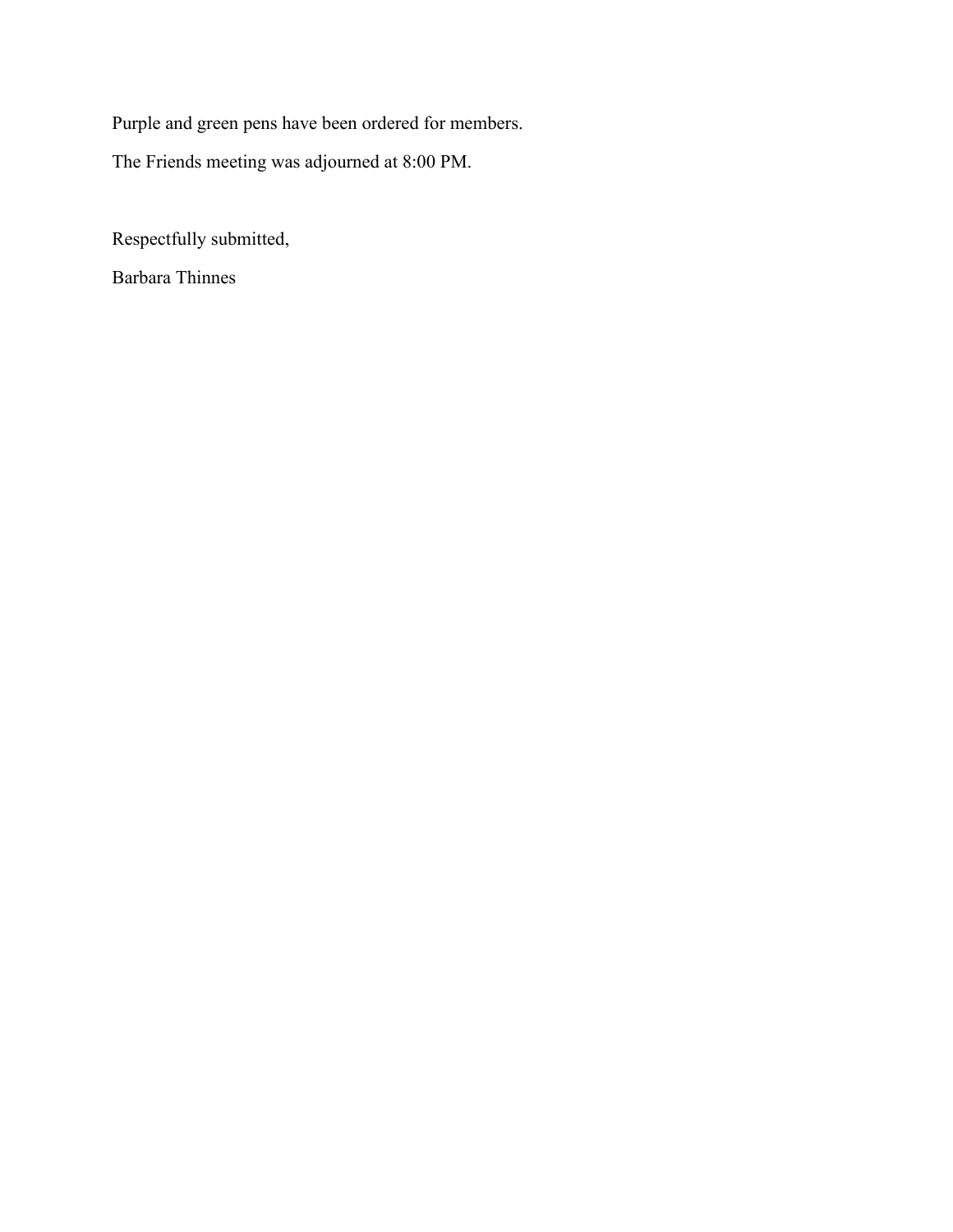Purple and green pens have been ordered for members.

The Friends meeting was adjourned at 8:00 PM.

Respectfully submitted,

Barbara Thinnes